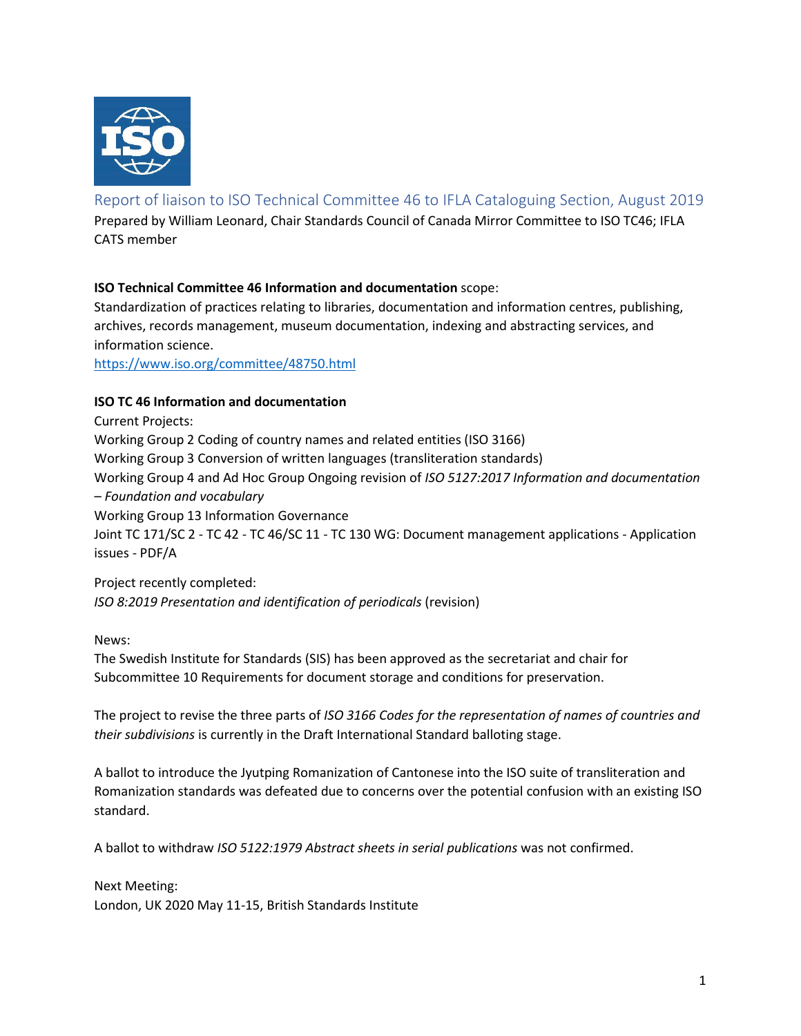# Report of liaison to ISO Technical Committee 46 to IFLA Cataloguing Section, August 2019

Prepared by William Leonard, Chair Standards Council of Canada Mirror Committee to ISO TC46; IFLA CATS member

**ISO Technical Committee 46 Information and documentation** scope:
Standardization of practices relating to libraries, documentation and information centres, publishing, archives, records management, museum documentation, indexing and abstracting services, and information science.
https://www.iso.org/committee/48750.html

**ISO TC 46 Information and documentation**

Current Projects:
Working Group 2 Coding of country names and related entities (ISO 3166)
Working Group 3 Conversion of written languages (transliteration standards)
Working Group 4 and Ad Hoc Group Ongoing revision of *ISO 5127:2017 Information and documentation – Foundation and vocabulary*
Working Group 13 Information Governance
Joint TC 171/SC 2 - TC 42 - TC 46/SC 11 - TC 130 WG: Document management applications - Application issues - PDF/A

Project recently completed:
*ISO 8:2019 Presentation and identification of periodicals* (revision)

News:
The Swedish Institute for Standards (SIS) has been approved as the secretariat and chair for Subcommittee 10 Requirements for document storage and conditions for preservation.

The project to revise the three parts of *ISO 3166 Codes for the representation of names of countries and their subdivisions* is currently in the Draft International Standard balloting stage.

A ballot to introduce the Jyutping Romanization of Cantonese into the ISO suite of transliteration and Romanization standards was defeated due to concerns over the potential confusion with an existing ISO standard.

A ballot to withdraw *ISO 5122:1979 Abstract sheets in serial publications* was not confirmed.

Next Meeting:
London, UK 2020 May 11-15, British Standards Institute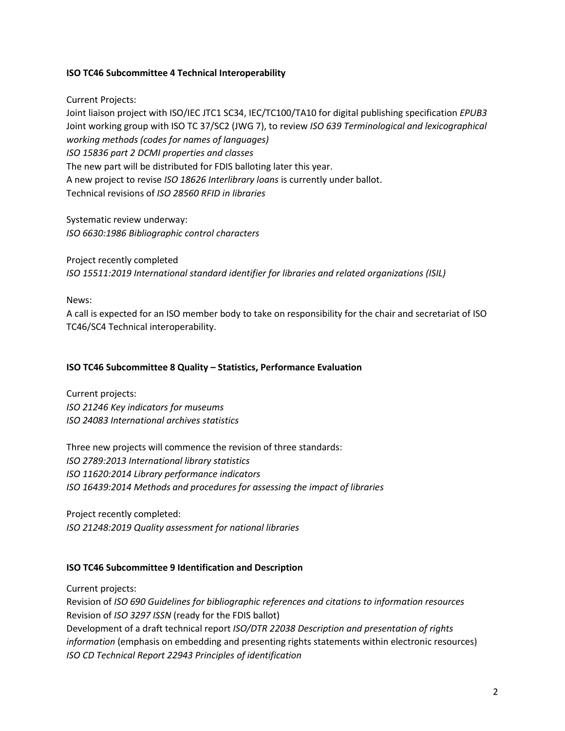**ISO TC46 Subcommittee 4 Technical Interoperability**

Current Projects:
Joint liaison project with ISO/IEC JTC1 SC34, IEC/TC100/TA10 for digital publishing specification *EPUB3*
Joint working group with ISO TC 37/SC2 (JWG 7), to review *ISO 639 Terminological and lexicographical working methods (codes for names of languages)*
*ISO 15836 part 2 DCMI properties and classes*
The new part will be distributed for FDIS balloting later this year.
A new project to revise *ISO 18626 Interlibrary loans* is currently under ballot.
Technical revisions of *ISO 28560 RFID in libraries*

Systematic review underway:
*ISO 6630:1986 Bibliographic control characters*

Project recently completed
*ISO 15511:2019 International standard identifier for libraries and related organizations (ISIL)*

News:
A call is expected for an ISO member body to take on responsibility for the chair and secretariat of ISO TC46/SC4 Technical interoperability.

**ISO TC46 Subcommittee 8 Quality – Statistics, Performance Evaluation**

Current projects:
*ISO 21246 Key indicators for museums*
*ISO 24083 International archives statistics*

Three new projects will commence the revision of three standards:
*ISO 2789:2013 International library statistics*
*ISO 11620:2014 Library performance indicators*
*ISO 16439:2014 Methods and procedures for assessing the impact of libraries*

Project recently completed:
*ISO 21248:2019 Quality assessment for national libraries*

**ISO TC46 Subcommittee 9 Identification and Description**

Current projects:
Revision of *ISO 690 Guidelines for bibliographic references and citations to information resources*
Revision of *ISO 3297 ISSN* (ready for the FDIS ballot)
Development of a draft technical report *ISO/DTR 22038 Description and presentation of rights information* (emphasis on embedding and presenting rights statements within electronic resources)
*ISO CD Technical Report 22943 Principles of identification*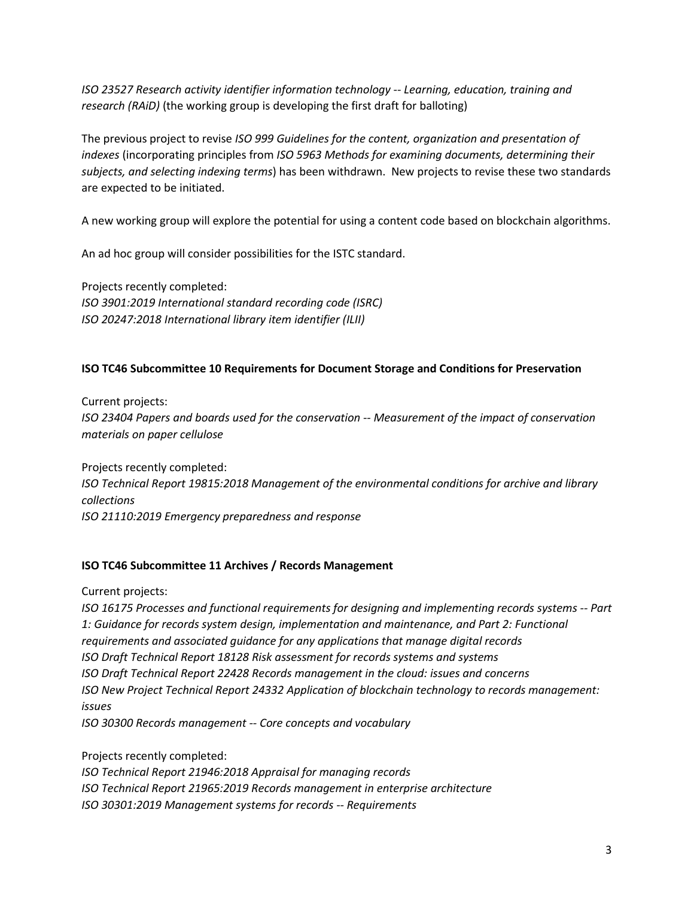*ISO 23527 Research activity identifier information technology -- Learning, education, training and research (RAiD)* (the working group is developing the first draft for balloting)

The previous project to revise *ISO 999 Guidelines for the content, organization and presentation of indexes* (incorporating principles from *ISO 5963 Methods for examining documents, determining their subjects, and selecting indexing terms*) has been withdrawn. New projects to revise these two standards are expected to be initiated.

A new working group will explore the potential for using a content code based on blockchain algorithms.

An ad hoc group will consider possibilities for the ISTC standard.

Projects recently completed:
*ISO 3901:2019 International standard recording code (ISRC)*
*ISO 20247:2018 International library item identifier (ILII)*

**ISO TC46 Subcommittee 10 Requirements for Document Storage and Conditions for Preservation**

Current projects:
*ISO 23404 Papers and boards used for the conservation -- Measurement of the impact of conservation materials on paper cellulose*

Projects recently completed:
*ISO Technical Report 19815:2018 Management of the environmental conditions for archive and library collections*
*ISO 21110:2019 Emergency preparedness and response*

**ISO TC46 Subcommittee 11 Archives / Records Management**

Current projects:
*ISO 16175 Processes and functional requirements for designing and implementing records systems -- Part 1: Guidance for records system design, implementation and maintenance, and Part 2: Functional requirements and associated guidance for any applications that manage digital records*
*ISO Draft Technical Report 18128 Risk assessment for records systems and systems*
*ISO Draft Technical Report 22428 Records management in the cloud: issues and concerns*
*ISO New Project Technical Report 24332 Application of blockchain technology to records management: issues*
*ISO 30300 Records management -- Core concepts and vocabulary*

Projects recently completed:
*ISO Technical Report 21946:2018 Appraisal for managing records*
*ISO Technical Report 21965:2019 Records management in enterprise architecture*
*ISO 30301:2019 Management systems for records -- Requirements*